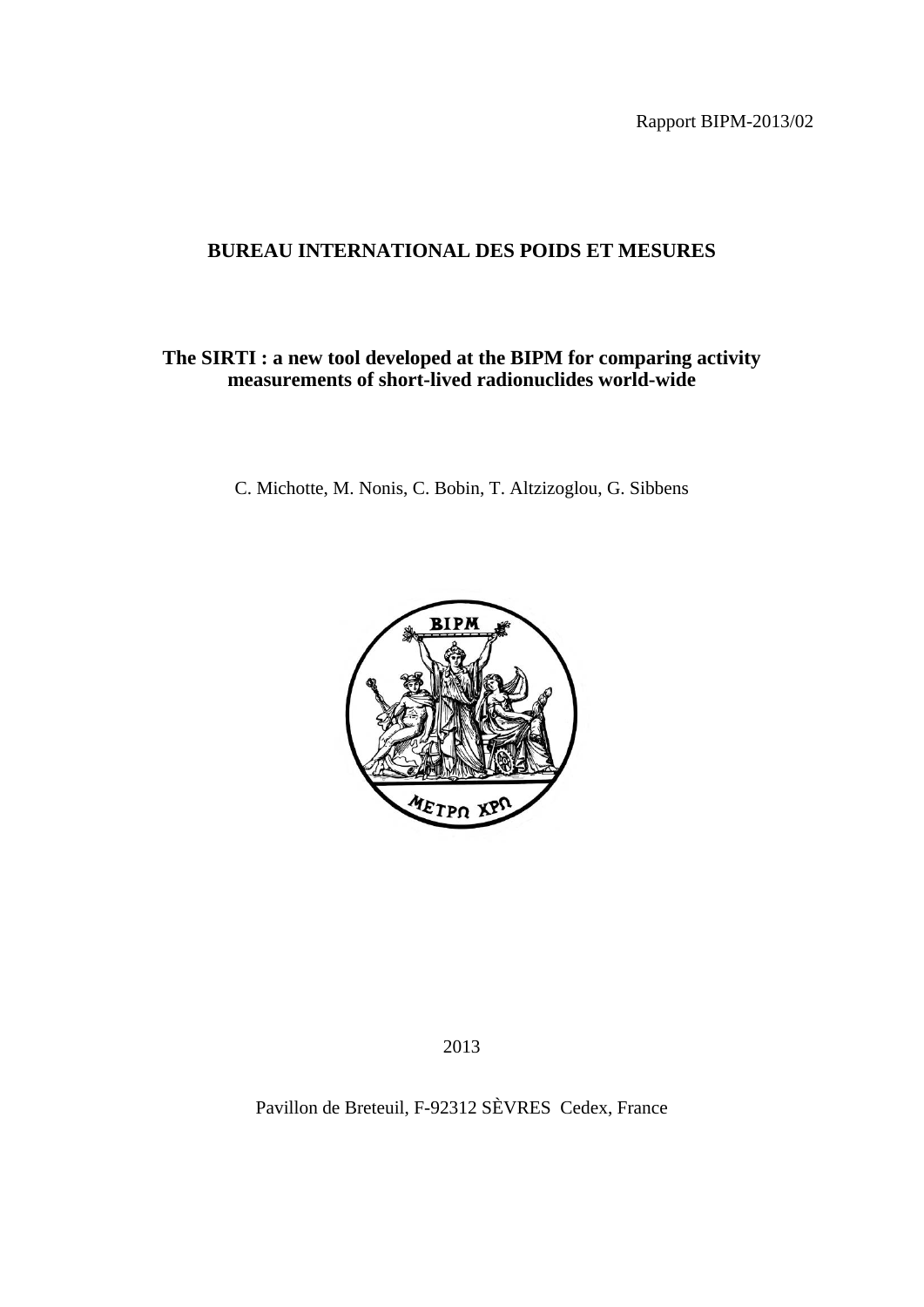Rapport BIPM-2013/02

**BUREAU INTERNATIONAL DES POIDS ET MESURES**

# The SIRTI : a new tool developed at the BIPM for comparing activity measurements of short-lived radionuclides world-wide

C. Michotte, M. Nonis, C. Bobin, T. Altzizoglou, G. Sibbens

2013

Pavillon de Breteuil, F-92312 SÈVRES Cedex, France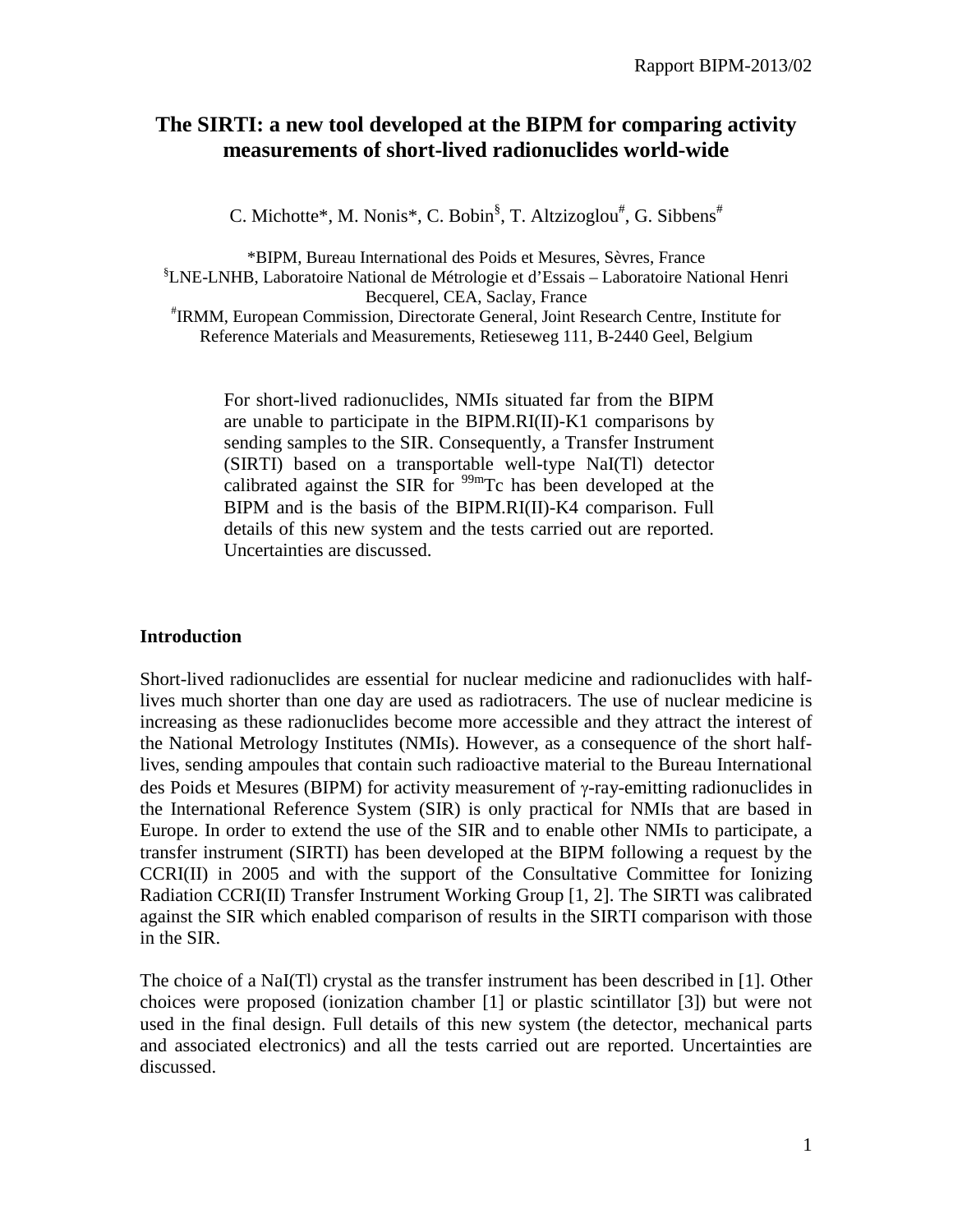# The SIRTI: a new tool developed at the BIPM for comparing activity measurements of short-lived radionuclides world-wide

C. Michotte*, M. Nonis*, C. Bobin[§], T. Altzizoglou[#], G. Sibbens[#]

*BIPM, Bureau International des Poids et Mesures, Sèvres, France
[§]LNE-LNHB, Laboratoire National de Métrologie et d'Essais – Laboratoire National Henri Becquerel, CEA, Saclay, France
[#]IRMM, European Commission, Directorate General, Joint Research Centre, Institute for Reference Materials and Measurements, Retieseweg 111, B-2440 Geel, Belgium

For short-lived radionuclides, NMIs situated far from the BIPM are unable to participate in the BIPM.RI(II)-K1 comparisons by sending samples to the SIR. Consequently, a Transfer Instrument (SIRTI) based on a transportable well-type NaI(Tl) detector calibrated against the SIR for $^{99m}$Tc has been developed at the BIPM and is the basis of the BIPM.RI(II)-K4 comparison. Full details of this new system and the tests carried out are reported. Uncertainties are discussed.

## Introduction

Short-lived radionuclides are essential for nuclear medicine and radionuclides with half-lives much shorter than one day are used as radiotracers. The use of nuclear medicine is increasing as these radionuclides become more accessible and they attract the interest of the National Metrology Institutes (NMIs). However, as a consequence of the short half-lives, sending ampoules that contain such radioactive material to the Bureau International des Poids et Mesures (BIPM) for activity measurement of $\gamma$-ray-emitting radionuclides in the International Reference System (SIR) is only practical for NMIs that are based in Europe. In order to extend the use of the SIR and to enable other NMIs to participate, a transfer instrument (SIRTI) has been developed at the BIPM following a request by the CCRI(II) in 2005 and with the support of the Consultative Committee for Ionizing Radiation CCRI(II) Transfer Instrument Working Group [1, 2]. The SIRTI was calibrated against the SIR which enabled comparison of results in the SIRTI comparison with those in the SIR.

The choice of a NaI(Tl) crystal as the transfer instrument has been described in [1]. Other choices were proposed (ionization chamber [1] or plastic scintillator [3]) but were not used in the final design. Full details of this new system (the detector, mechanical parts and associated electronics) and all the tests carried out are reported. Uncertainties are discussed.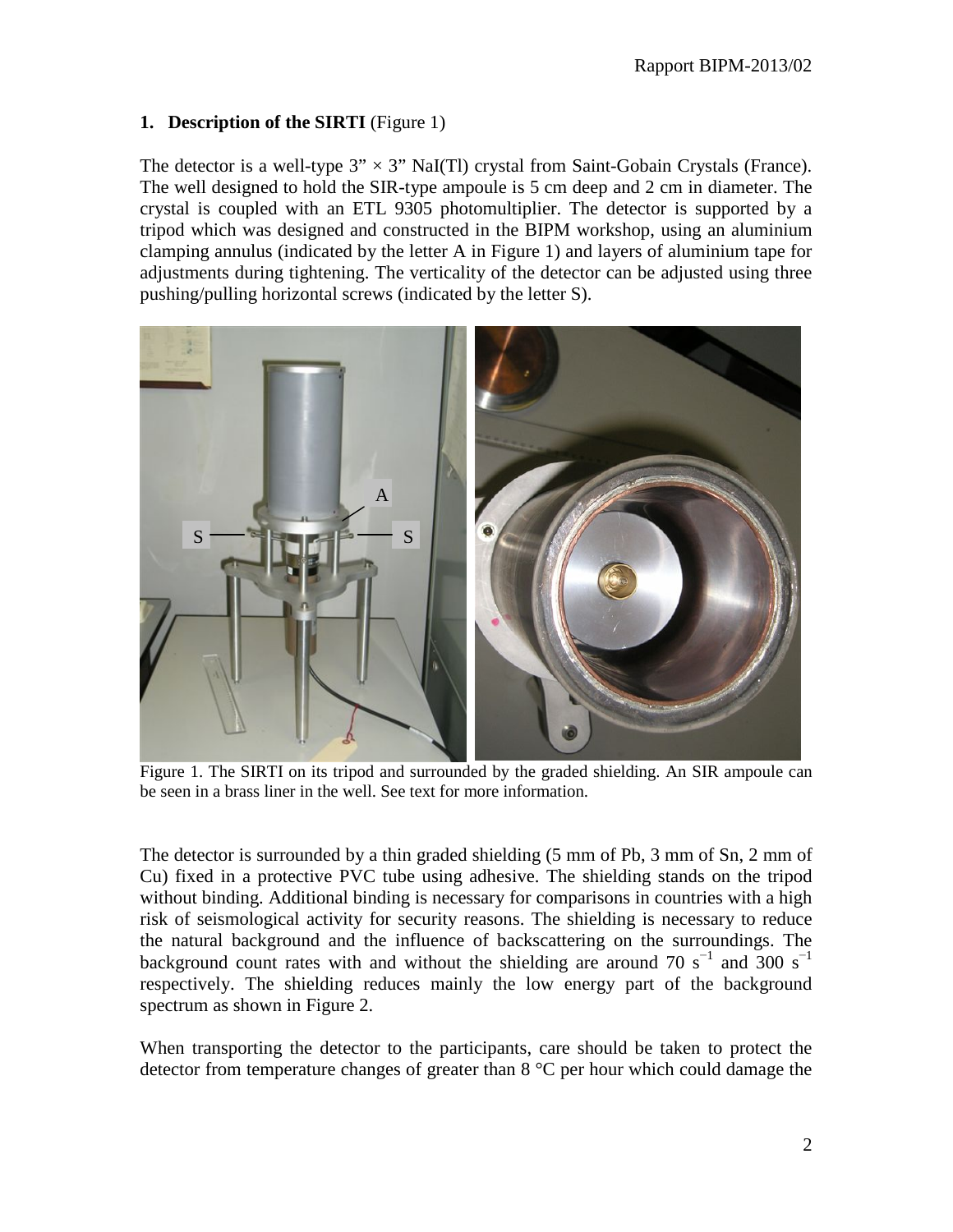## 1. Description of the SIRTI (Figure 1)

The detector is a well-type 3" × 3" NaI(Tl) crystal from Saint-Gobain Crystals (France). The well designed to hold the SIR-type ampoule is 5 cm deep and 2 cm in diameter. The crystal is coupled with an ETL 9305 photomultiplier. The detector is supported by a tripod which was designed and constructed in the BIPM workshop, using an aluminium clamping annulus (indicated by the letter A in Figure 1) and layers of aluminium tape for adjustments during tightening. The verticality of the detector can be adjusted using three pushing/pulling horizontal screws (indicated by the letter S).

Figure 1. The SIRTI on its tripod and surrounded by the graded shielding. An SIR ampoule can be seen in a brass liner in the well. See text for more information.

The detector is surrounded by a thin graded shielding (5 mm of Pb, 3 mm of Sn, 2 mm of Cu) fixed in a protective PVC tube using adhesive. The shielding stands on the tripod without binding. Additional binding is necessary for comparisons in countries with a high risk of seismological activity for security reasons. The shielding is necessary to reduce the natural background and the influence of backscattering on the surroundings. The background count rates with and without the shielding are around 70 $s^{-1}$ and 300 $s^{-1}$ respectively. The shielding reduces mainly the low energy part of the background spectrum as shown in Figure 2.

When transporting the detector to the participants, care should be taken to protect the detector from temperature changes of greater than 8 °C per hour which could damage the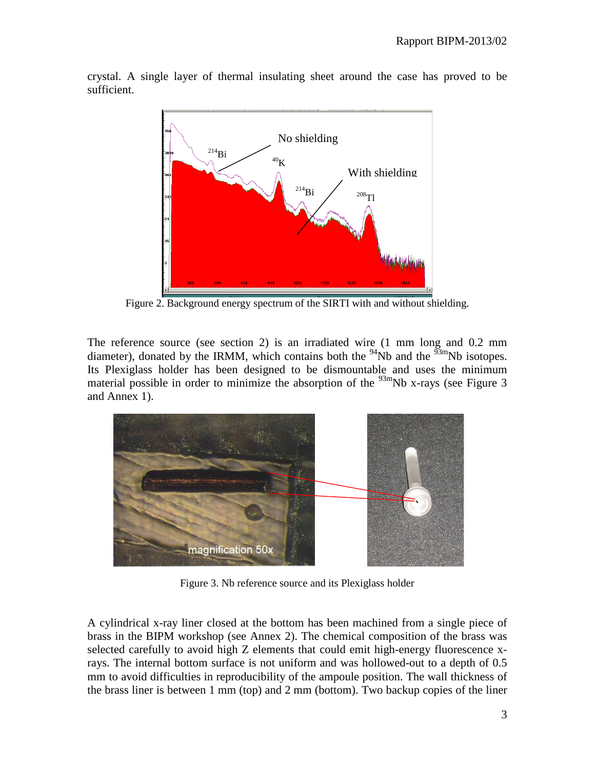crystal. A single layer of thermal insulating sheet around the case has proved to be sufficient.

Figure 2. Background energy spectrum of the SIRTI with and without shielding.

The reference source (see section 2) is an irradiated wire (1 mm long and 0.2 mm diameter), donated by the IRMM, which contains both the $^{94}$Nb and the $^{93m}$Nb isotopes. Its Plexiglass holder has been designed to be dismountable and uses the minimum material possible in order to minimize the absorption of the $^{93m}$Nb x-rays (see Figure 3 and Annex 1).

Figure 3. Nb reference source and its Plexiglass holder

A cylindrical x-ray liner closed at the bottom has been machined from a single piece of brass in the BIPM workshop (see Annex 2). The chemical composition of the brass was selected carefully to avoid high Z elements that could emit high-energy fluorescence x-rays. The internal bottom surface is not uniform and was hollowed-out to a depth of 0.5 mm to avoid difficulties in reproducibility of the ampoule position. The wall thickness of the brass liner is between 1 mm (top) and 2 mm (bottom). Two backup copies of the liner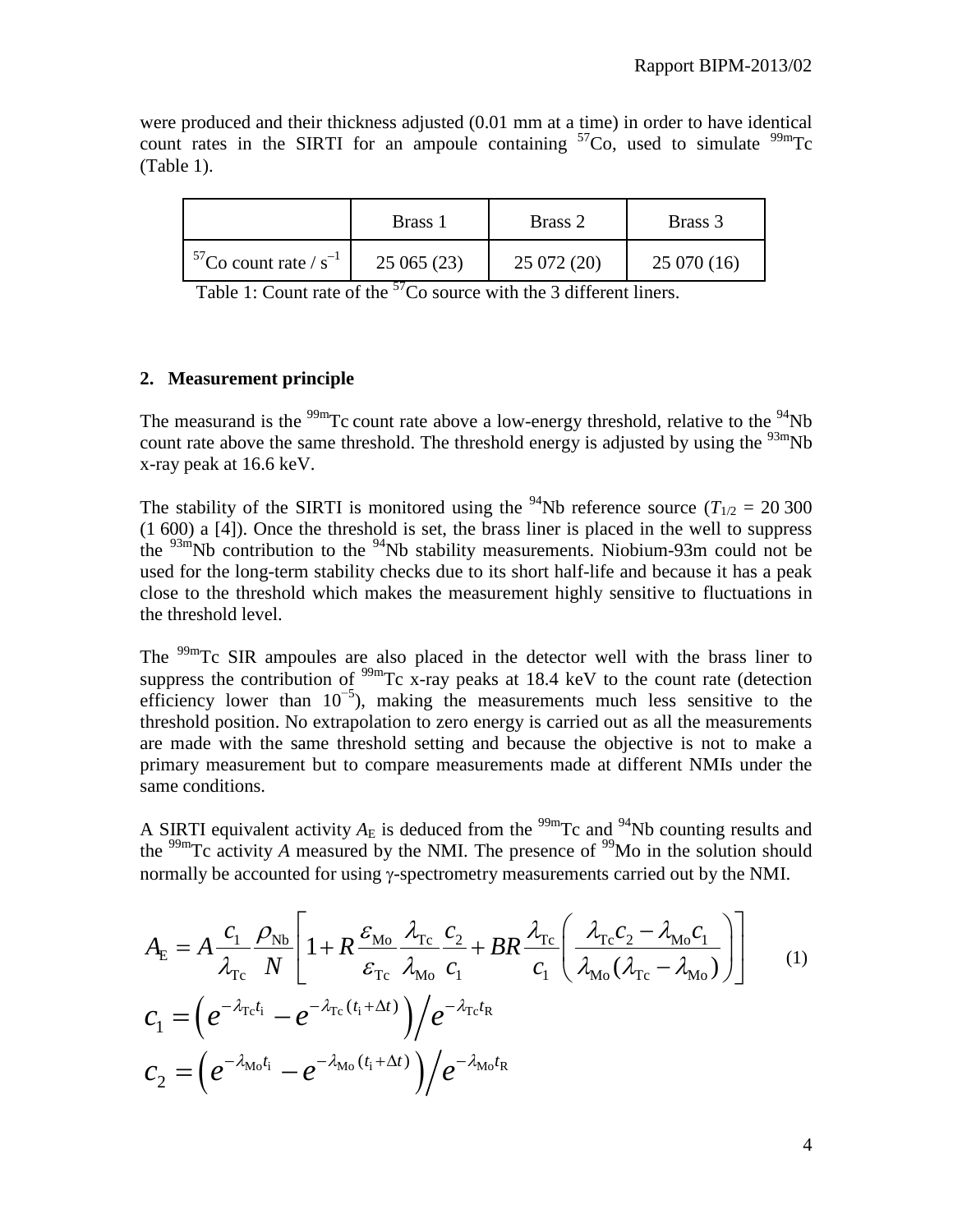were produced and their thickness adjusted (0.01 mm at a time) in order to have identical count rates in the SIRTI for an ampoule containing $^{57}$Co, used to simulate $^{99m}$Tc (Table 1).

| | Brass 1 | Brass 2 | Brass 3 |
|---|---|---|---|
| $^{57}$Co count rate / s$^{-1}$ | 25 065 (23) | 25 072 (20) | 25 070 (16) |

Table 1: Count rate of the $^{57}$Co source with the 3 different liners.

## 2. Measurement principle

The measurand is the $^{99m}$Tc count rate above a low-energy threshold, relative to the $^{94}$Nb count rate above the same threshold. The threshold energy is adjusted by using the $^{93m}$Nb x-ray peak at 16.6 keV.

The stability of the SIRTI is monitored using the $^{94}$Nb reference source ($T_{1/2}$ = 20 300 (1 600) a [4]). Once the threshold is set, the brass liner is placed in the well to suppress the $^{93m}$Nb contribution to the $^{94}$Nb stability measurements. Niobium-93m could not be used for the long-term stability checks due to its short half-life and because it has a peak close to the threshold which makes the measurement highly sensitive to fluctuations in the threshold level.

The $^{99m}$Tc SIR ampoules are also placed in the detector well with the brass liner to suppress the contribution of $^{99m}$Tc x-ray peaks at 18.4 keV to the count rate (detection efficiency lower than $10^{-5}$), making the measurements much less sensitive to the threshold position. No extrapolation to zero energy is carried out as all the measurements are made with the same threshold setting and because the objective is not to make a primary measurement but to compare measurements made at different NMIs under the same conditions.

A SIRTI equivalent activity $A_{\mathrm{E}}$ is deduced from the $^{99m}$Tc and $^{94}$Nb counting results and the $^{99m}$Tc activity $A$ measured by the NMI. The presence of $^{99}$Mo in the solution should normally be accounted for using γ-spectrometry measurements carried out by the NMI.

$$A_{\mathrm{E}} = A \frac{c_1}{\lambda_{\mathrm{Tc}}} \frac{\rho_{\mathrm{Nb}}}{N} \left[ 1 + R \frac{\varepsilon_{\mathrm{Mo}}}{\varepsilon_{\mathrm{Tc}}} \frac{\lambda_{\mathrm{Tc}}}{\lambda_{\mathrm{Mo}}} \frac{c_2}{c_1} + BR \frac{\lambda_{\mathrm{Tc}}}{c_1} \left( \frac{\lambda_{\mathrm{Tc}} c_2 - \lambda_{\mathrm{Mo}} c_1}{\lambda_{\mathrm{Mo}} (\lambda_{\mathrm{Tc}} - \lambda_{\mathrm{Mo}})} \right) \right] \quad (1)$$

$$c_1 = \left( e^{-\lambda_{\mathrm{Tc}} t_{\mathrm{i}}} - e^{-\lambda_{\mathrm{Tc}} (t_{\mathrm{i}} + \Delta t)} \right) \Big/ e^{-\lambda_{\mathrm{Tc}} t_{\mathrm{R}}}$$

$$c_2 = \left( e^{-\lambda_{\mathrm{Mo}} t_{\mathrm{i}}} - e^{-\lambda_{\mathrm{Mo}} (t_{\mathrm{i}} + \Delta t)} \right) \Big/ e^{-\lambda_{\mathrm{Mo}} t_{\mathrm{R}}}$$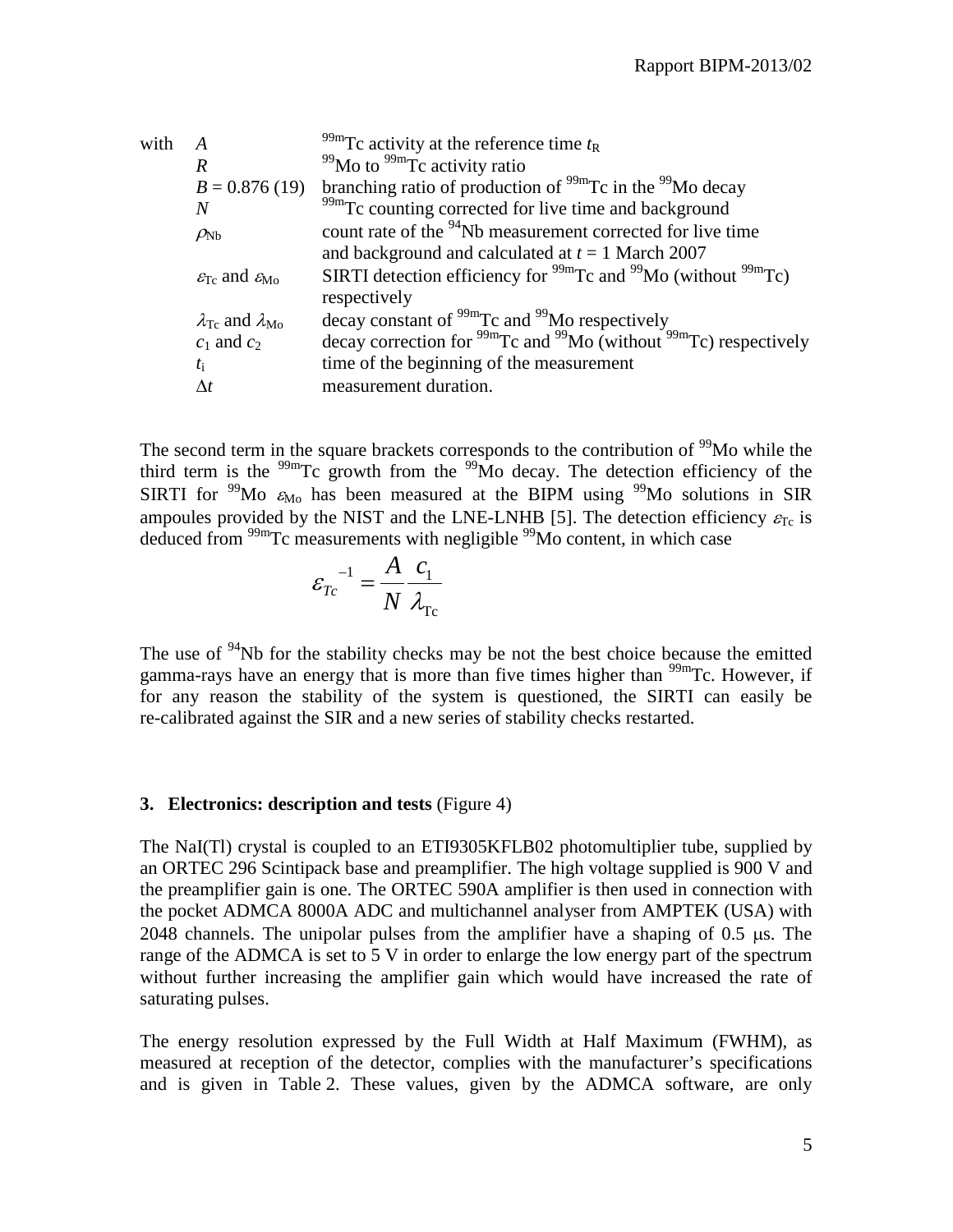with

| | |
|---|---|
| $A$ | $^{99m}$Tc activity at the reference time $t_R$ |
| $R$ | $^{99}$Mo to $^{99m}$Tc activity ratio |
| $B$ = 0.876 (19) | branching ratio of production of $^{99m}$Tc in the $^{99}$Mo decay |
| $N$ | $^{99m}$Tc counting corrected for live time and background |
| $\rho_{Nb}$ | count rate of the $^{94}$Nb measurement corrected for live time and background and calculated at $t$ = 1 March 2007 |
| $\varepsilon_{Tc}$ and $\varepsilon_{Mo}$ | SIRTI detection efficiency for $^{99m}$Tc and $^{99}$Mo (without $^{99m}$Tc) respectively |
| $\lambda_{Tc}$ and $\lambda_{Mo}$ | decay constant of $^{99m}$Tc and $^{99}$Mo respectively |
| $c_1$ and $c_2$ | decay correction for $^{99m}$Tc and $^{99}$Mo (without $^{99m}$Tc) respectively |
| $t_i$ | time of the beginning of the measurement |
| $\Delta t$ | measurement duration. |

The second term in the square brackets corresponds to the contribution of $^{99}$Mo while the third term is the $^{99m}$Tc growth from the $^{99}$Mo decay. The detection efficiency of the SIRTI for $^{99}$Mo $\varepsilon_{Mo}$ has been measured at the BIPM using $^{99}$Mo solutions in SIR ampoules provided by the NIST and the LNE-LNHB [5]. The detection efficiency $\varepsilon_{Tc}$ is deduced from $^{99m}$Tc measurements with negligible $^{99}$Mo content, in which case

$$\varepsilon_{Tc}{}^{-1} = \frac{A}{N}\frac{c_1}{\lambda_{Tc}}$$

The use of $^{94}$Nb for the stability checks may be not the best choice because the emitted gamma-rays have an energy that is more than five times higher than $^{99m}$Tc. However, if for any reason the stability of the system is questioned, the SIRTI can easily be re-calibrated against the SIR and a new series of stability checks restarted.

## 3. Electronics: description and tests (Figure 4)

The NaI(Tl) crystal is coupled to an ETI9305KFLB02 photomultiplier tube, supplied by an ORTEC 296 Scintipack base and preamplifier. The high voltage supplied is 900 V and the preamplifier gain is one. The ORTEC 590A amplifier is then used in connection with the pocket ADMCA 8000A ADC and multichannel analyser from AMPTEK (USA) with 2048 channels. The unipolar pulses from the amplifier have a shaping of 0.5 μs. The range of the ADMCA is set to 5 V in order to enlarge the low energy part of the spectrum without further increasing the amplifier gain which would have increased the rate of saturating pulses.

The energy resolution expressed by the Full Width at Half Maximum (FWHM), as measured at reception of the detector, complies with the manufacturer's specifications and is given in Table 2. These values, given by the ADMCA software, are only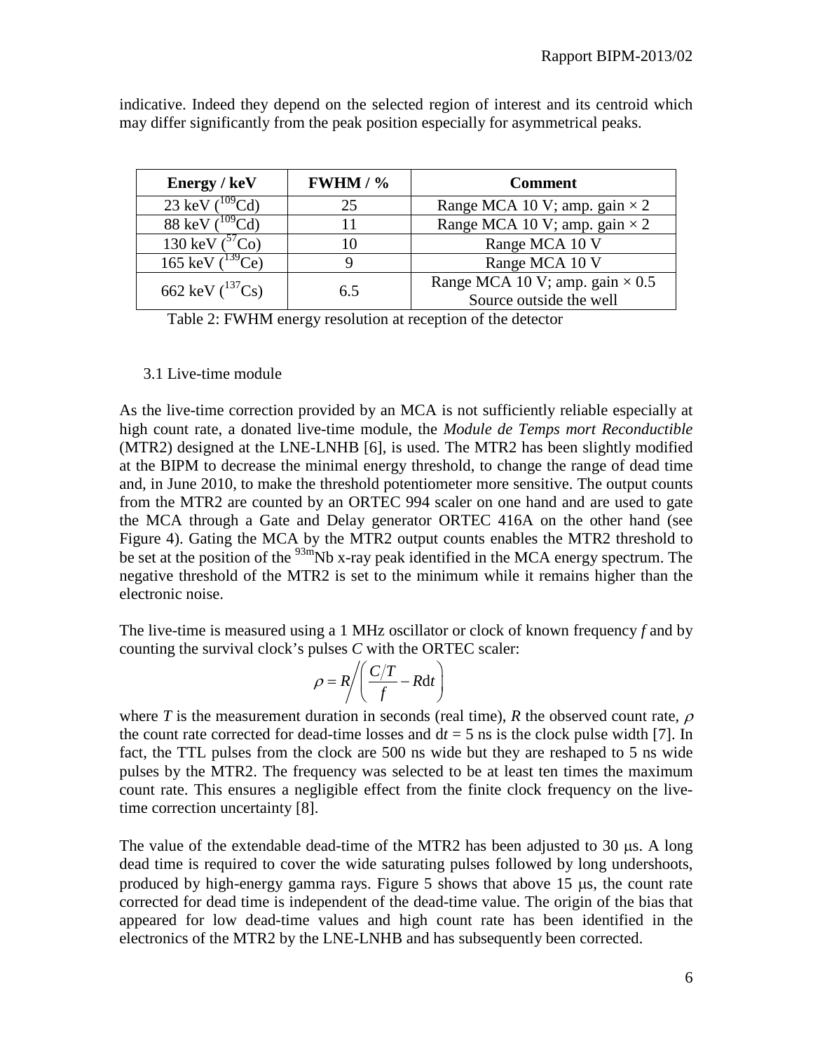indicative. Indeed they depend on the selected region of interest and its centroid which may differ significantly from the peak position especially for asymmetrical peaks.

| Energy / keV | FWHM / % | Comment |
|---|---|---|
| 23 keV ($^{109}$Cd) | 25 | Range MCA 10 V; amp. gain × 2 |
| 88 keV ($^{109}$Cd) | 11 | Range MCA 10 V; amp. gain × 2 |
| 130 keV ($^{57}$Co) | 10 | Range MCA 10 V |
| 165 keV ($^{139}$Ce) | 9 | Range MCA 10 V |
| 662 keV ($^{137}$Cs) | 6.5 | Range MCA 10 V; amp. gain × 0.5 Source outside the well |

Table 2: FWHM energy resolution at reception of the detector

### 3.1 Live-time module

As the live-time correction provided by an MCA is not sufficiently reliable especially at high count rate, a donated live-time module, the *Module de Temps mort Reconductible* (MTR2) designed at the LNE-LNHB [6], is used. The MTR2 has been slightly modified at the BIPM to decrease the minimal energy threshold, to change the range of dead time and, in June 2010, to make the threshold potentiometer more sensitive. The output counts from the MTR2 are counted by an ORTEC 994 scaler on one hand and are used to gate the MCA through a Gate and Delay generator ORTEC 416A on the other hand (see Figure 4). Gating the MCA by the MTR2 output counts enables the MTR2 threshold to be set at the position of the $^{93m}$Nb x-ray peak identified in the MCA energy spectrum. The negative threshold of the MTR2 is set to the minimum while it remains higher than the electronic noise.

The live-time is measured using a 1 MHz oscillator or clock of known frequency $f$ and by counting the survival clock's pulses $C$ with the ORTEC scaler:

$$\rho = R \bigg/ \left( \frac{C/T}{f} - R\mathrm{d}t \right)$$

where $T$ is the measurement duration in seconds (real time), $R$ the observed count rate, $\rho$ the count rate corrected for dead-time losses and $\mathrm{d}t = 5$ ns is the clock pulse width [7]. In fact, the TTL pulses from the clock are 500 ns wide but they are reshaped to 5 ns wide pulses by the MTR2. The frequency was selected to be at least ten times the maximum count rate. This ensures a negligible effect from the finite clock frequency on the live-time correction uncertainty [8].

The value of the extendable dead-time of the MTR2 has been adjusted to 30 μs. A long dead time is required to cover the wide saturating pulses followed by long undershoots, produced by high-energy gamma rays. Figure 5 shows that above 15 μs, the count rate corrected for dead time is independent of the dead-time value. The origin of the bias that appeared for low dead-time values and high count rate has been identified in the electronics of the MTR2 by the LNE-LNHB and has subsequently been corrected.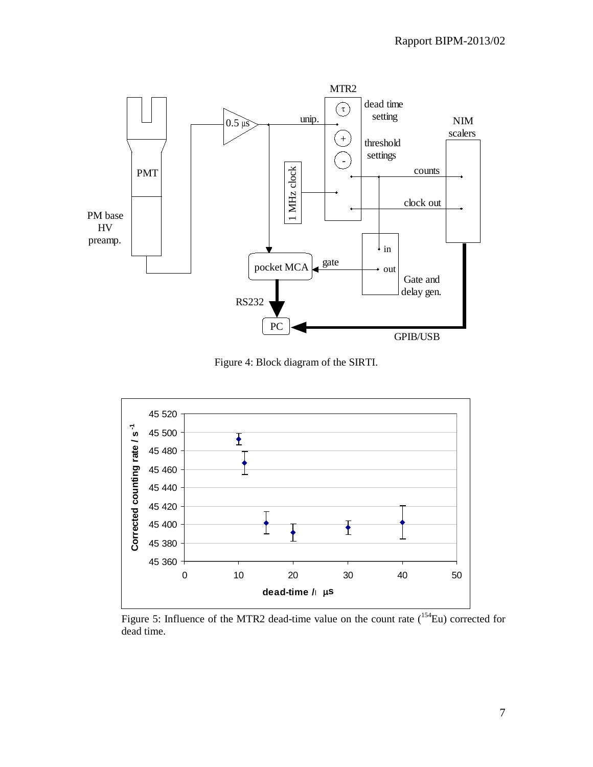Figure 4: Block diagram of the SIRTI.

Figure 5: Influence of the MTR2 dead-time value on the count rate ($^{154}$Eu) corrected for dead time.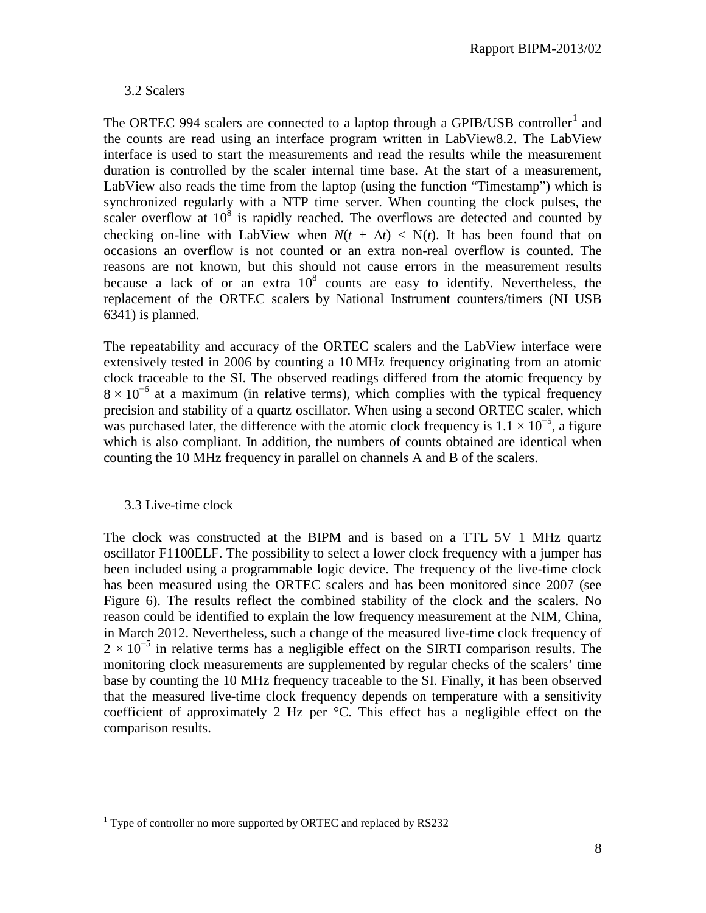### 3.2 Scalers

The ORTEC 994 scalers are connected to a laptop through a GPIB/USB controller[1] and the counts are read using an interface program written in LabView8.2. The LabView interface is used to start the measurements and read the results while the measurement duration is controlled by the scaler internal time base. At the start of a measurement, LabView also reads the time from the laptop (using the function "Timestamp") which is synchronized regularly with a NTP time server. When counting the clock pulses, the scaler overflow at $10^8$ is rapidly reached. The overflows are detected and counted by checking on-line with LabView when $N(t + \Delta t) < N(t)$. It has been found that on occasions an overflow is not counted or an extra non-real overflow is counted. The reasons are not known, but this should not cause errors in the measurement results because a lack of or an extra $10^8$ counts are easy to identify. Nevertheless, the replacement of the ORTEC scalers by National Instrument counters/timers (NI USB 6341) is planned.

The repeatability and accuracy of the ORTEC scalers and the LabView interface were extensively tested in 2006 by counting a 10 MHz frequency originating from an atomic clock traceable to the SI. The observed readings differed from the atomic frequency by $8 \times 10^{-6}$ at a maximum (in relative terms), which complies with the typical frequency precision and stability of a quartz oscillator. When using a second ORTEC scaler, which was purchased later, the difference with the atomic clock frequency is $1.1 \times 10^{-5}$, a figure which is also compliant. In addition, the numbers of counts obtained are identical when counting the 10 MHz frequency in parallel on channels A and B of the scalers.

### 3.3 Live-time clock

The clock was constructed at the BIPM and is based on a TTL 5V 1 MHz quartz oscillator F1100ELF. The possibility to select a lower clock frequency with a jumper has been included using a programmable logic device. The frequency of the live-time clock has been measured using the ORTEC scalers and has been monitored since 2007 (see Figure 6). The results reflect the combined stability of the clock and the scalers. No reason could be identified to explain the low frequency measurement at the NIM, China, in March 2012. Nevertheless, such a change of the measured live-time clock frequency of $2 \times 10^{-5}$ in relative terms has a negligible effect on the SIRTI comparison results. The monitoring clock measurements are supplemented by regular checks of the scalers' time base by counting the 10 MHz frequency traceable to the SI. Finally, it has been observed that the measured live-time clock frequency depends on temperature with a sensitivity coefficient of approximately 2 Hz per °C. This effect has a negligible effect on the comparison results.

---

[1] Type of controller no more supported by ORTEC and replaced by RS232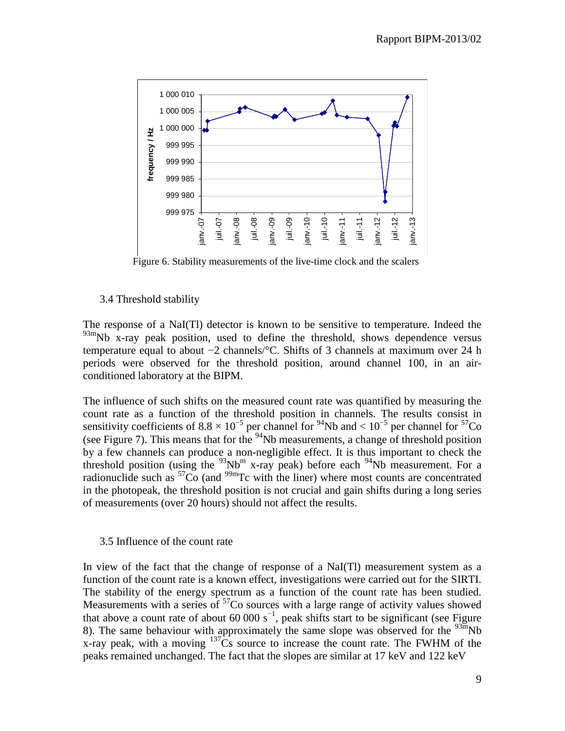Figure 6. Stability measurements of the live-time clock and the scalers

### 3.4 Threshold stability

The response of a NaI(Tl) detector is known to be sensitive to temperature. Indeed the $^{93m}$Nb x-ray peak position, used to define the threshold, shows dependence versus temperature equal to about −2 channels/°C. Shifts of 3 channels at maximum over 24 h periods were observed for the threshold position, around channel 100, in an air-conditioned laboratory at the BIPM.

The influence of such shifts on the measured count rate was quantified by measuring the count rate as a function of the threshold position in channels. The results consist in sensitivity coefficients of $8.8 \times 10^{-5}$ per channel for $^{94}$Nb and $< 10^{-5}$ per channel for $^{57}$Co (see Figure 7). This means that for the $^{94}$Nb measurements, a change of threshold position by a few channels can produce a non-negligible effect. It is thus important to check the threshold position (using the $^{93}$Nb$^{m}$ x-ray peak) before each $^{94}$Nb measurement. For a radionuclide such as $^{57}$Co (and $^{99m}$Tc with the liner) where most counts are concentrated in the photopeak, the threshold position is not crucial and gain shifts during a long series of measurements (over 20 hours) should not affect the results.

### 3.5 Influence of the count rate

In view of the fact that the change of response of a NaI(Tl) measurement system as a function of the count rate is a known effect, investigations were carried out for the SIRTI. The stability of the energy spectrum as a function of the count rate has been studied. Measurements with a series of $^{57}$Co sources with a large range of activity values showed that above a count rate of about 60 000 $s^{-1}$, peak shifts start to be significant (see Figure 8). The same behaviour with approximately the same slope was observed for the $^{93m}$Nb x-ray peak, with a moving $^{137}$Cs source to increase the count rate. The FWHM of the peaks remained unchanged. The fact that the slopes are similar at 17 keV and 122 keV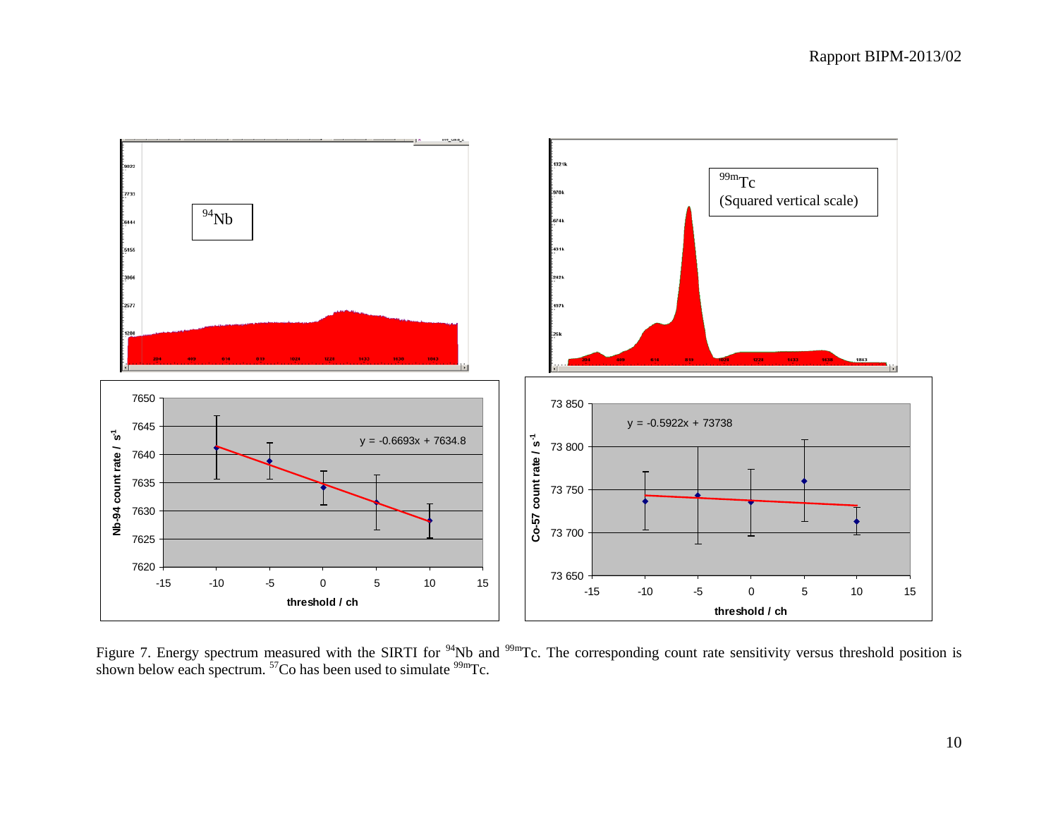Figure 7. Energy spectrum measured with the SIRTI for $^{94}$Nb and $^{99m}$Tc. The corresponding count rate sensitivity versus threshold position is shown below each spectrum. $^{57}$Co has been used to simulate $^{99m}$Tc.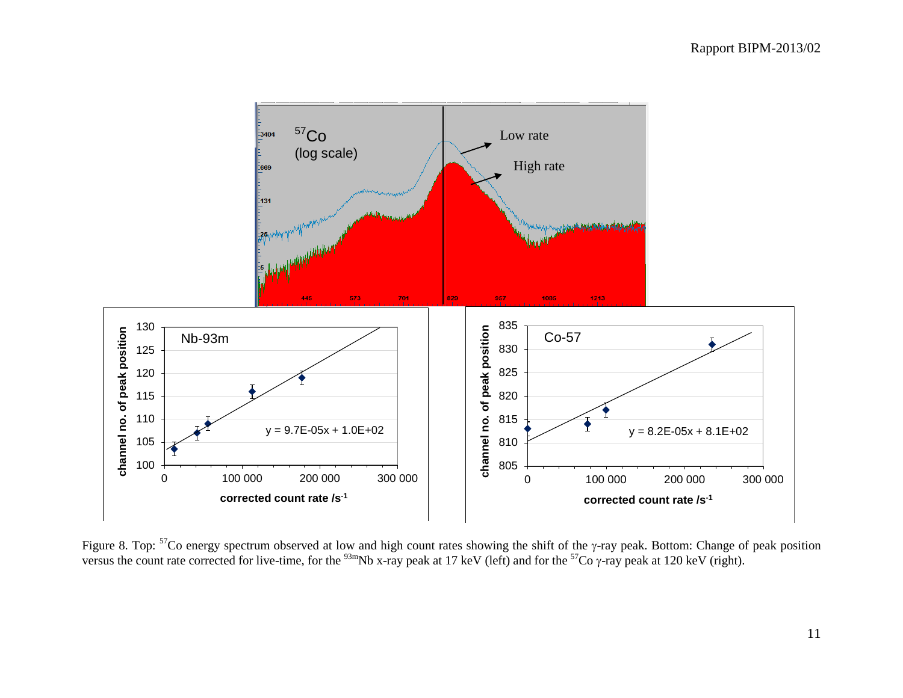Figure 8. Top: $^{57}$Co energy spectrum observed at low and high count rates showing the shift of the γ-ray peak. Bottom: Change of peak position versus the count rate corrected for live-time, for the $^{93m}$Nb x-ray peak at 17 keV (left) and for the $^{57}$Co γ-ray peak at 120 keV (right).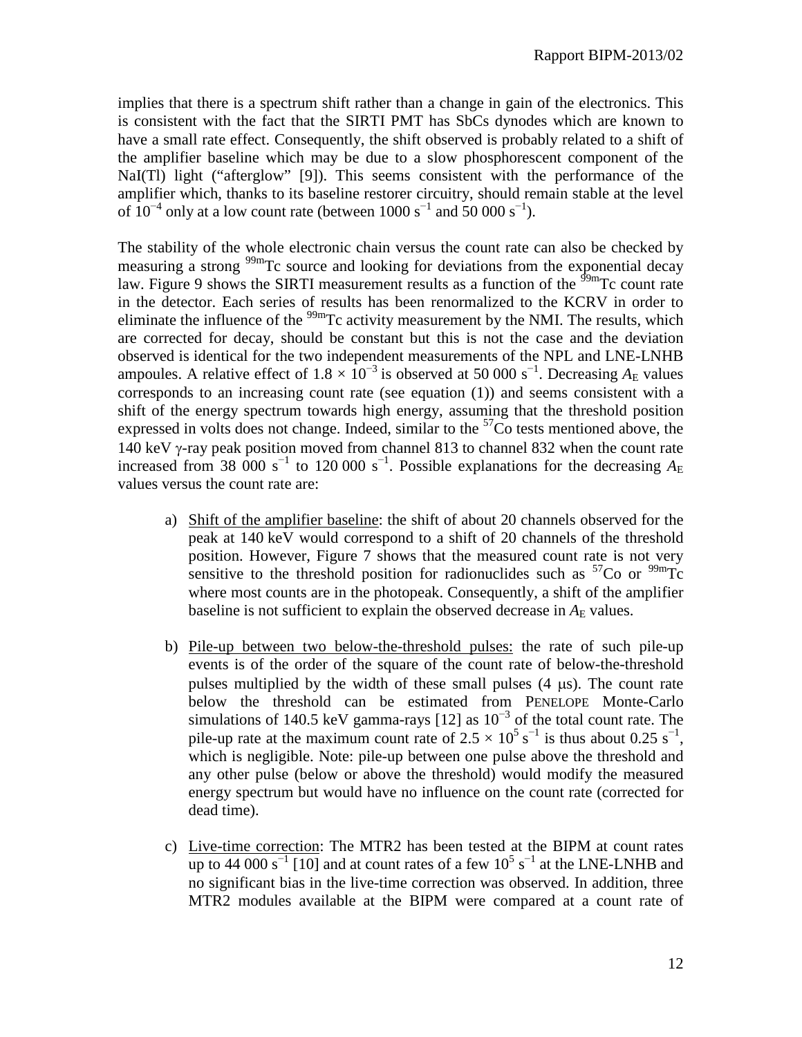implies that there is a spectrum shift rather than a change in gain of the electronics. This is consistent with the fact that the SIRTI PMT has SbCs dynodes which are known to have a small rate effect. Consequently, the shift observed is probably related to a shift of the amplifier baseline which may be due to a slow phosphorescent component of the NaI(Tl) light ("afterglow" [9]). This seems consistent with the performance of the amplifier which, thanks to its baseline restorer circuitry, should remain stable at the level of $10^{-4}$ only at a low count rate (between 1000 $s^{-1}$ and 50 000 $s^{-1}$).

The stability of the whole electronic chain versus the count rate can also be checked by measuring a strong $^{99m}$Tc source and looking for deviations from the exponential decay law. Figure 9 shows the SIRTI measurement results as a function of the $^{99m}$Tc count rate in the detector. Each series of results has been renormalized to the KCRV in order to eliminate the influence of the $^{99m}$Tc activity measurement by the NMI. The results, which are corrected for decay, should be constant but this is not the case and the deviation observed is identical for the two independent measurements of the NPL and LNE-LNHB ampoules. A relative effect of $1.8 \times 10^{-3}$ is observed at 50 000 $s^{-1}$. Decreasing $A_E$ values corresponds to an increasing count rate (see equation (1)) and seems consistent with a shift of the energy spectrum towards high energy, assuming that the threshold position expressed in volts does not change. Indeed, similar to the $^{57}$Co tests mentioned above, the 140 keV γ-ray peak position moved from channel 813 to channel 832 when the count rate increased from 38 000 $s^{-1}$ to 120 000 $s^{-1}$. Possible explanations for the decreasing $A_E$ values versus the count rate are:

a) Shift of the amplifier baseline: the shift of about 20 channels observed for the peak at 140 keV would correspond to a shift of 20 channels of the threshold position. However, Figure 7 shows that the measured count rate is not very sensitive to the threshold position for radionuclides such as $^{57}$Co or $^{99m}$Tc where most counts are in the photopeak. Consequently, a shift of the amplifier baseline is not sufficient to explain the observed decrease in $A_E$ values.

b) Pile-up between two below-the-threshold pulses: the rate of such pile-up events is of the order of the square of the count rate of below-the-threshold pulses multiplied by the width of these small pulses (4 μs). The count rate below the threshold can be estimated from PENELOPE Monte-Carlo simulations of 140.5 keV gamma-rays [12] as $10^{-3}$ of the total count rate. The pile-up rate at the maximum count rate of $2.5 \times 10^{5}$ $s^{-1}$ is thus about 0.25 $s^{-1}$, which is negligible. Note: pile-up between one pulse above the threshold and any other pulse (below or above the threshold) would modify the measured energy spectrum but would have no influence on the count rate (corrected for dead time).

c) Live-time correction: The MTR2 has been tested at the BIPM at count rates up to 44 000 $s^{-1}$ [10] and at count rates of a few $10^{5}$ $s^{-1}$ at the LNE-LNHB and no significant bias in the live-time correction was observed. In addition, three MTR2 modules available at the BIPM were compared at a count rate of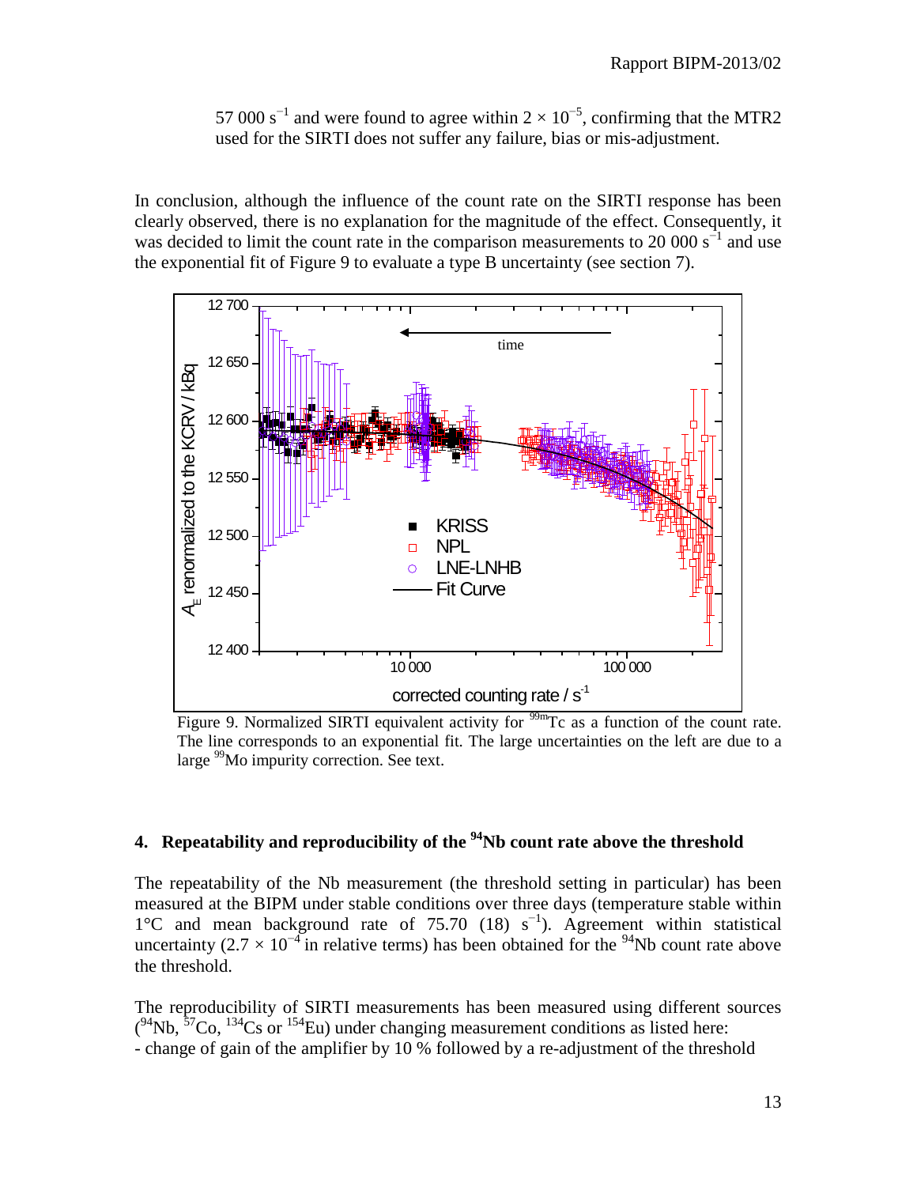57 000 $s^{-1}$ and were found to agree within $2 \times 10^{-5}$, confirming that the MTR2 used for the SIRTI does not suffer any failure, bias or mis-adjustment.

In conclusion, although the influence of the count rate on the SIRTI response has been clearly observed, there is no explanation for the magnitude of the effect. Consequently, it was decided to limit the count rate in the comparison measurements to 20 000 $s^{-1}$ and use the exponential fit of Figure 9 to evaluate a type B uncertainty (see section 7).

Figure 9. Normalized SIRTI equivalent activity for $^{99m}$Tc as a function of the count rate. The line corresponds to an exponential fit. The large uncertainties on the left are due to a large $^{99}$Mo impurity correction. See text.

## 4. Repeatability and reproducibility of the $^{94}$Nb count rate above the threshold

The repeatability of the Nb measurement (the threshold setting in particular) has been measured at the BIPM under stable conditions over three days (temperature stable within 1°C and mean background rate of 75.70 (18) $s^{-1}$). Agreement within statistical uncertainty ($2.7 \times 10^{-4}$ in relative terms) has been obtained for the $^{94}$Nb count rate above the threshold.

The reproducibility of SIRTI measurements has been measured using different sources ($^{94}$Nb, $^{57}$Co, $^{134}$Cs or $^{154}$Eu) under changing measurement conditions as listed here:

- change of gain of the amplifier by 10 % followed by a re-adjustment of the threshold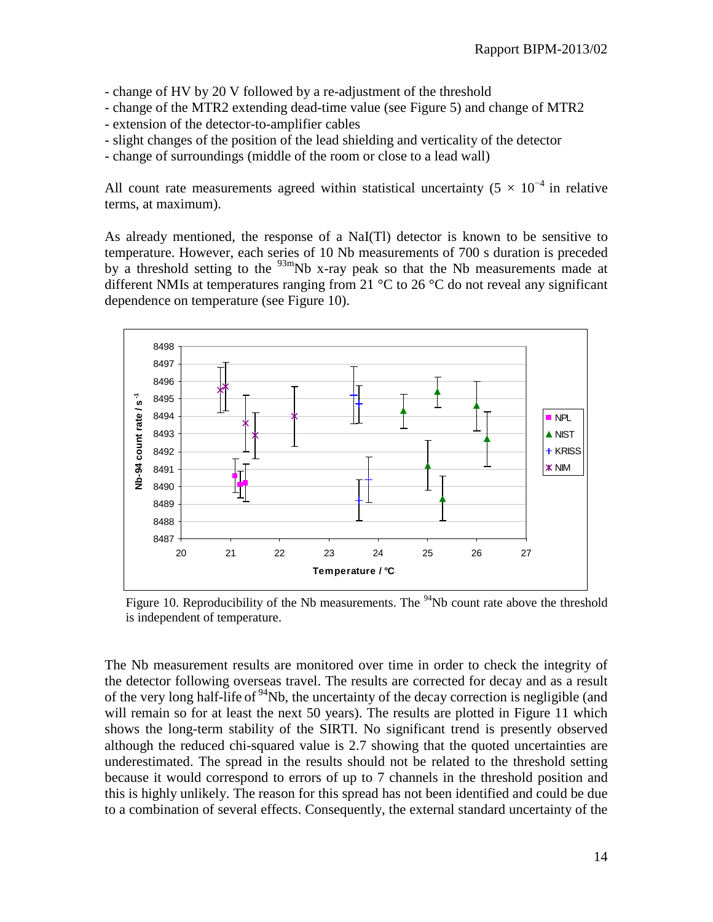- change of HV by 20 V followed by a re-adjustment of the threshold
- change of the MTR2 extending dead-time value (see Figure 5) and change of MTR2
- extension of the detector-to-amplifier cables
- slight changes of the position of the lead shielding and verticality of the detector
- change of surroundings (middle of the room or close to a lead wall)

All count rate measurements agreed within statistical uncertainty ($5 \times 10^{-4}$ in relative terms, at maximum).

As already mentioned, the response of a NaI(Tl) detector is known to be sensitive to temperature. However, each series of 10 Nb measurements of 700 s duration is preceded by a threshold setting to the $^{93m}$Nb x-ray peak so that the Nb measurements made at different NMIs at temperatures ranging from 21 °C to 26 °C do not reveal any significant dependence on temperature (see Figure 10).

Figure 10. Reproducibility of the Nb measurements. The $^{94}$Nb count rate above the threshold is independent of temperature.

The Nb measurement results are monitored over time in order to check the integrity of the detector following overseas travel. The results are corrected for decay and as a result of the very long half-life of $^{94}$Nb, the uncertainty of the decay correction is negligible (and will remain so for at least the next 50 years). The results are plotted in Figure 11 which shows the long-term stability of the SIRTI. No significant trend is presently observed although the reduced chi-squared value is 2.7 showing that the quoted uncertainties are underestimated. The spread in the results should not be related to the threshold setting because it would correspond to errors of up to 7 channels in the threshold position and this is highly unlikely. The reason for this spread has not been identified and could be due to a combination of several effects. Consequently, the external standard uncertainty of the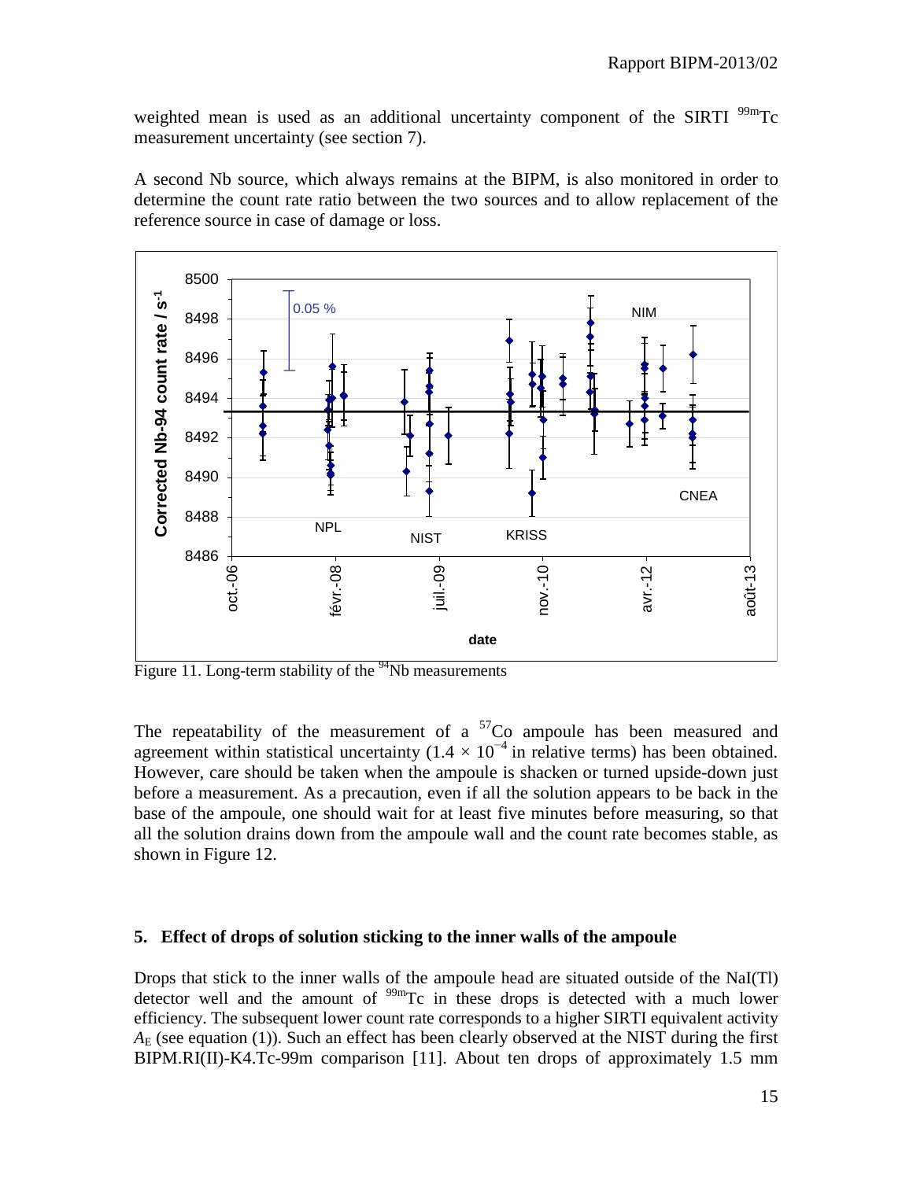weighted mean is used as an additional uncertainty component of the SIRTI $^{99m}$Tc measurement uncertainty (see section 7).

A second Nb source, which always remains at the BIPM, is also monitored in order to determine the count rate ratio between the two sources and to allow replacement of the reference source in case of damage or loss.

Figure 11. Long-term stability of the $^{94}$Nb measurements

The repeatability of the measurement of a $^{57}$Co ampoule has been measured and agreement within statistical uncertainty ($1.4 \times 10^{-4}$ in relative terms) has been obtained. However, care should be taken when the ampoule is shacken or turned upside-down just before a measurement. As a precaution, even if all the solution appears to be back in the base of the ampoule, one should wait for at least five minutes before measuring, so that all the solution drains down from the ampoule wall and the count rate becomes stable, as shown in Figure 12.

## 5. Effect of drops of solution sticking to the inner walls of the ampoule

Drops that stick to the inner walls of the ampoule head are situated outside of the NaI(Tl) detector well and the amount of $^{99m}$Tc in these drops is detected with a much lower efficiency. The subsequent lower count rate corresponds to a higher SIRTI equivalent activity $A_E$ (see equation (1)). Such an effect has been clearly observed at the NIST during the first BIPM.RI(II)-K4.Tc-99m comparison [11]. About ten drops of approximately 1.5 mm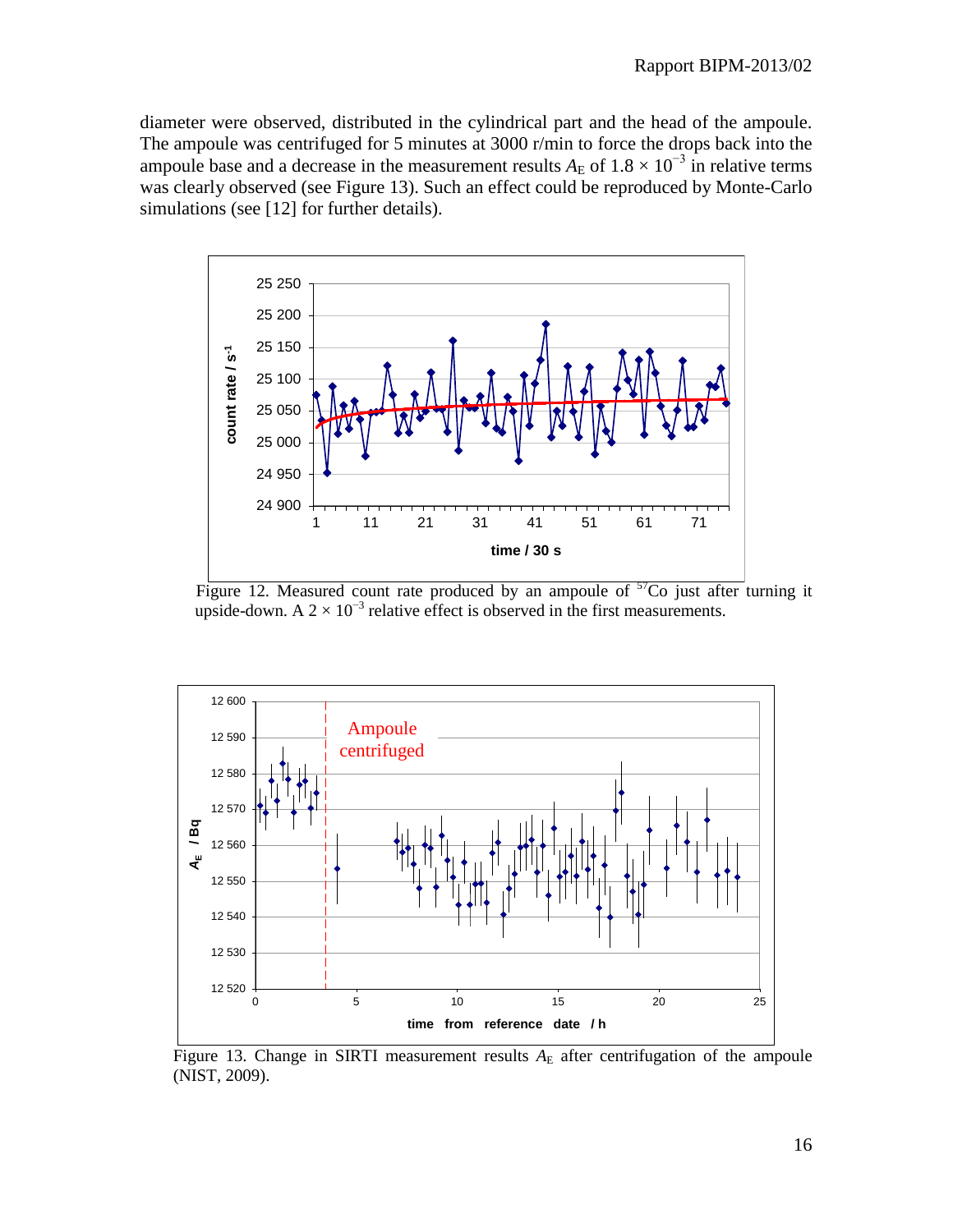diameter were observed, distributed in the cylindrical part and the head of the ampoule. The ampoule was centrifuged for 5 minutes at 3000 r/min to force the drops back into the ampoule base and a decrease in the measurement results $A_E$ of $1.8 \times 10^{-3}$ in relative terms was clearly observed (see Figure 13). Such an effect could be reproduced by Monte-Carlo simulations (see [12] for further details).

Figure 12. Measured count rate produced by an ampoule of $^{57}$Co just after turning it upside-down. A $2 \times 10^{-3}$ relative effect is observed in the first measurements.

Figure 13. Change in SIRTI measurement results $A_E$ after centrifugation of the ampoule (NIST, 2009).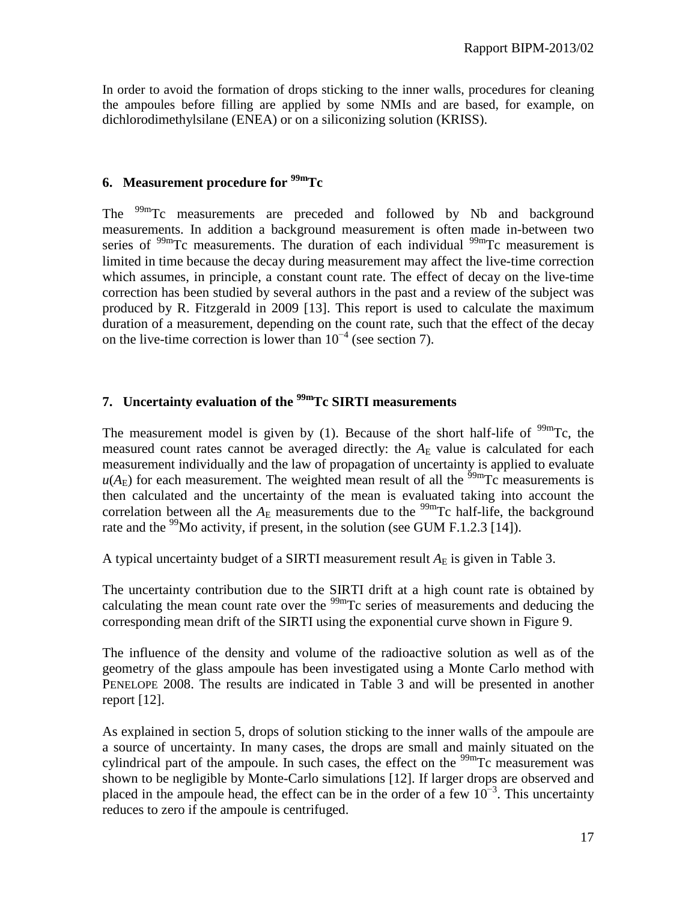In order to avoid the formation of drops sticking to the inner walls, procedures for cleaning the ampoules before filling are applied by some NMIs and are based, for example, on dichlorodimethylsilane (ENEA) or on a siliconizing solution (KRISS).

## 6. Measurement procedure for $^{99m}$Tc

The $^{99m}$Tc measurements are preceded and followed by Nb and background measurements. In addition a background measurement is often made in-between two series of $^{99m}$Tc measurements. The duration of each individual $^{99m}$Tc measurement is limited in time because the decay during measurement may affect the live-time correction which assumes, in principle, a constant count rate. The effect of decay on the live-time correction has been studied by several authors in the past and a review of the subject was produced by R. Fitzgerald in 2009 [13]. This report is used to calculate the maximum duration of a measurement, depending on the count rate, such that the effect of the decay on the live-time correction is lower than $10^{-4}$ (see section 7).

## 7. Uncertainty evaluation of the $^{99m}$Tc SIRTI measurements

The measurement model is given by (1). Because of the short half-life of $^{99m}$Tc, the measured count rates cannot be averaged directly: the $A_E$ value is calculated for each measurement individually and the law of propagation of uncertainty is applied to evaluate $u(A_E)$ for each measurement. The weighted mean result of all the $^{99m}$Tc measurements is then calculated and the uncertainty of the mean is evaluated taking into account the correlation between all the $A_E$ measurements due to the $^{99m}$Tc half-life, the background rate and the $^{99}$Mo activity, if present, in the solution (see GUM F.1.2.3 [14]).

A typical uncertainty budget of a SIRTI measurement result $A_E$ is given in Table 3.

The uncertainty contribution due to the SIRTI drift at a high count rate is obtained by calculating the mean count rate over the $^{99m}$Tc series of measurements and deducing the corresponding mean drift of the SIRTI using the exponential curve shown in Figure 9.

The influence of the density and volume of the radioactive solution as well as of the geometry of the glass ampoule has been investigated using a Monte Carlo method with PENELOPE 2008. The results are indicated in Table 3 and will be presented in another report [12].

As explained in section 5, drops of solution sticking to the inner walls of the ampoule are a source of uncertainty. In many cases, the drops are small and mainly situated on the cylindrical part of the ampoule. In such cases, the effect on the $^{99m}$Tc measurement was shown to be negligible by Monte-Carlo simulations [12]. If larger drops are observed and placed in the ampoule head, the effect can be in the order of a few $10^{-3}$. This uncertainty reduces to zero if the ampoule is centrifuged.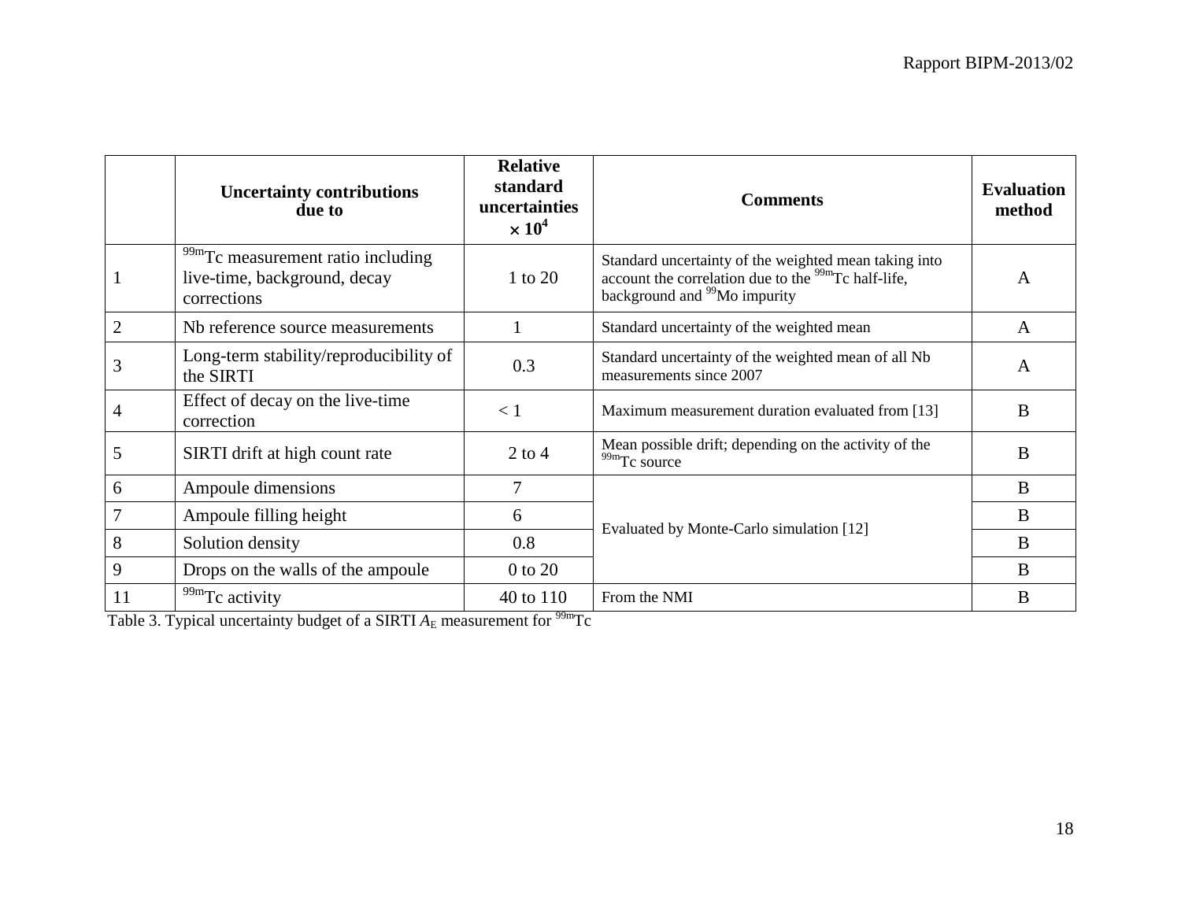|  | Uncertainty contributions due to | Relative standard uncertainties $\times 10^4$ | Comments | Evaluation method |
|---|---|---|---|---|
| 1 | $^{99m}$Tc measurement ratio including live-time, background, decay corrections | 1 to 20 | Standard uncertainty of the weighted mean taking into account the correlation due to the $^{99m}$Tc half-life, background and $^{99}$Mo impurity | A |
| 2 | Nb reference source measurements | 1 | Standard uncertainty of the weighted mean | A |
| 3 | Long-term stability/reproducibility of the SIRTI | 0.3 | Standard uncertainty of the weighted mean of all Nb measurements since 2007 | A |
| 4 | Effect of decay on the live-time correction | < 1 | Maximum measurement duration evaluated from [13] | B |
| 5 | SIRTI drift at high count rate | 2 to 4 | Mean possible drift; depending on the activity of the $^{99m}$Tc source | B |
| 6 | Ampoule dimensions | 7 | Evaluated by Monte-Carlo simulation [12] | B |
| 7 | Ampoule filling height | 6 |  | B |
| 8 | Solution density | 0.8 |  | B |
| 9 | Drops on the walls of the ampoule | 0 to 20 |  | B |
| 11 | $^{99m}$Tc activity | 40 to 110 | From the NMI | B |

Table 3. Typical uncertainty budget of a SIRTI $A_E$ measurement for $^{99m}$Tc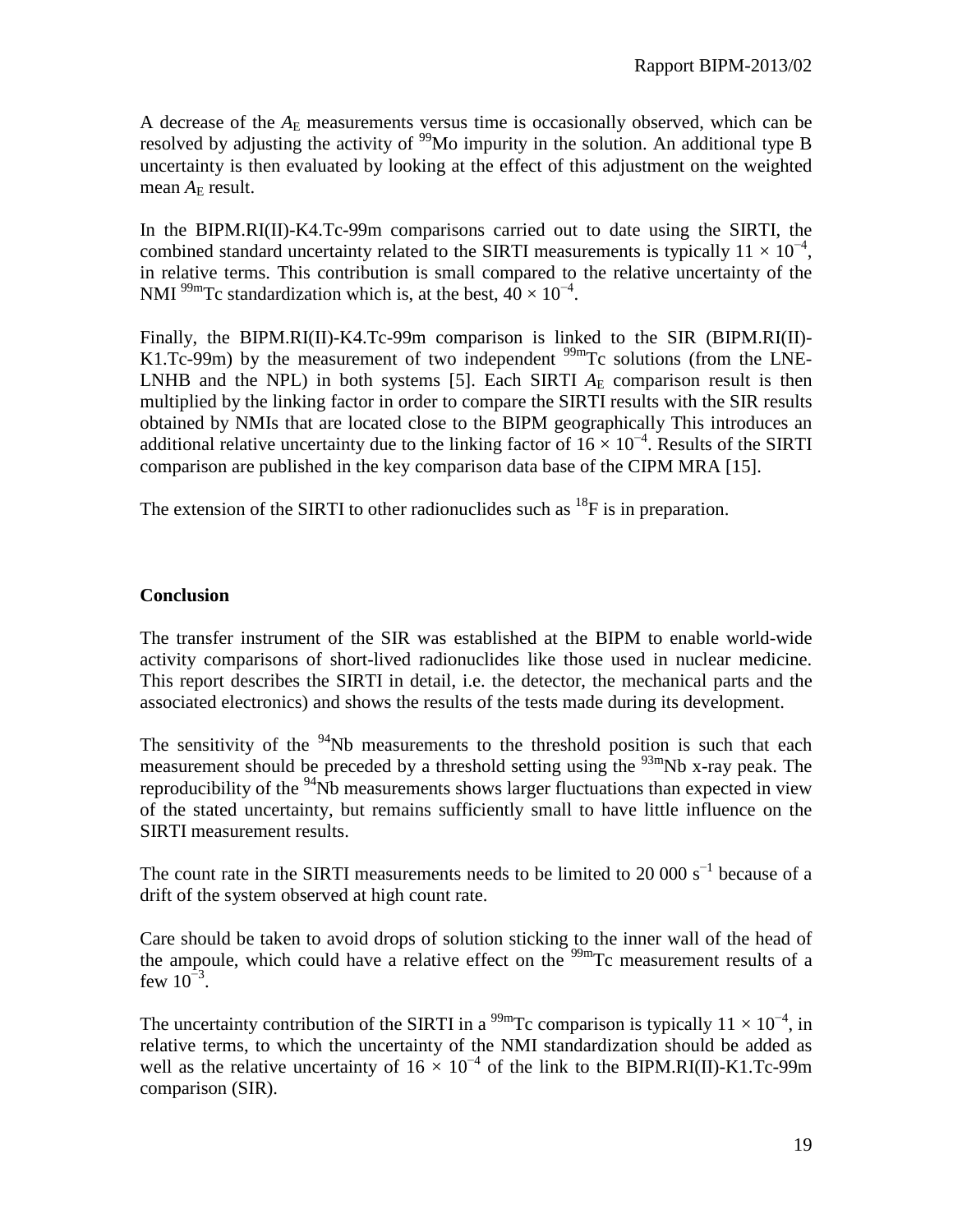A decrease of the $A_E$ measurements versus time is occasionally observed, which can be resolved by adjusting the activity of $^{99}$Mo impurity in the solution. An additional type B uncertainty is then evaluated by looking at the effect of this adjustment on the weighted mean $A_E$ result.

In the BIPM.RI(II)-K4.Tc-99m comparisons carried out to date using the SIRTI, the combined standard uncertainty related to the SIRTI measurements is typically $11 \times 10^{-4}$, in relative terms. This contribution is small compared to the relative uncertainty of the NMI $^{99m}$Tc standardization which is, at the best, $40 \times 10^{-4}$.

Finally, the BIPM.RI(II)-K4.Tc-99m comparison is linked to the SIR (BIPM.RI(II)-K1.Tc-99m) by the measurement of two independent $^{99m}$Tc solutions (from the LNE-LNHB and the NPL) in both systems [5]. Each SIRTI $A_E$ comparison result is then multiplied by the linking factor in order to compare the SIRTI results with the SIR results obtained by NMIs that are located close to the BIPM geographically This introduces an additional relative uncertainty due to the linking factor of $16 \times 10^{-4}$. Results of the SIRTI comparison are published in the key comparison data base of the CIPM MRA [15].

The extension of the SIRTI to other radionuclides such as $^{18}$F is in preparation.

## Conclusion

The transfer instrument of the SIR was established at the BIPM to enable world-wide activity comparisons of short-lived radionuclides like those used in nuclear medicine. This report describes the SIRTI in detail, i.e. the detector, the mechanical parts and the associated electronics) and shows the results of the tests made during its development.

The sensitivity of the $^{94}$Nb measurements to the threshold position is such that each measurement should be preceded by a threshold setting using the $^{93m}$Nb x-ray peak. The reproducibility of the $^{94}$Nb measurements shows larger fluctuations than expected in view of the stated uncertainty, but remains sufficiently small to have little influence on the SIRTI measurement results.

The count rate in the SIRTI measurements needs to be limited to 20 000 $s^{-1}$ because of a drift of the system observed at high count rate.

Care should be taken to avoid drops of solution sticking to the inner wall of the head of the ampoule, which could have a relative effect on the $^{99m}$Tc measurement results of a few $10^{-3}$.

The uncertainty contribution of the SIRTI in a $^{99m}$Tc comparison is typically $11 \times 10^{-4}$, in relative terms, to which the uncertainty of the NMI standardization should be added as well as the relative uncertainty of $16 \times 10^{-4}$ of the link to the BIPM.RI(II)-K1.Tc-99m comparison (SIR).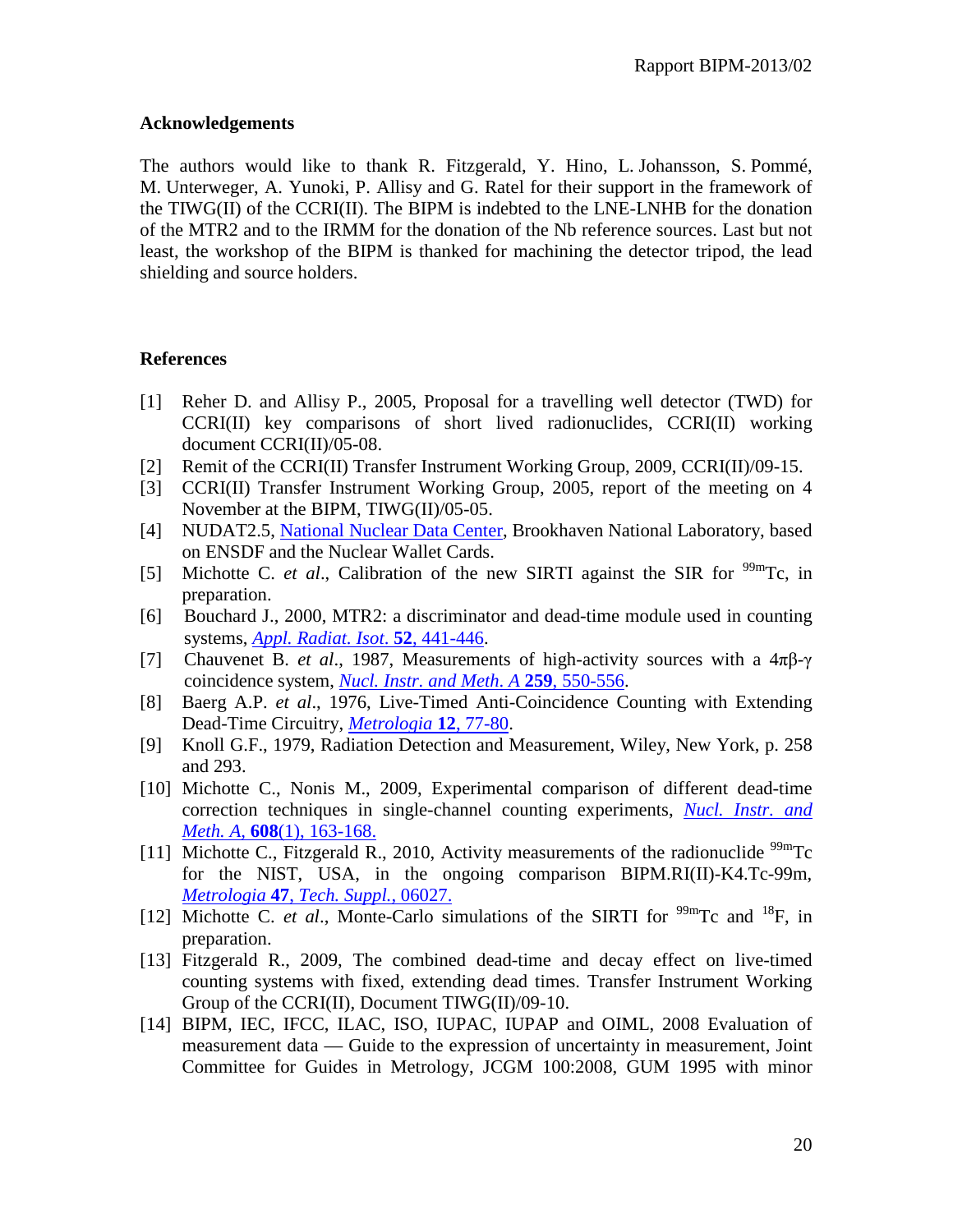## Acknowledgements

The authors would like to thank R. Fitzgerald, Y. Hino, L. Johansson, S. Pommé, M. Unterweger, A. Yunoki, P. Allisy and G. Ratel for their support in the framework of the TIWG(II) of the CCRI(II). The BIPM is indebted to the LNE-LNHB for the donation of the MTR2 and to the IRMM for the donation of the Nb reference sources. Last but not least, the workshop of the BIPM is thanked for machining the detector tripod, the lead shielding and source holders.

## References

[1] Reher D. and Allisy P., 2005, Proposal for a travelling well detector (TWD) for CCRI(II) key comparisons of short lived radionuclides, CCRI(II) working document CCRI(II)/05-08.

[2] Remit of the CCRI(II) Transfer Instrument Working Group, 2009, CCRI(II)/09-15.

[3] CCRI(II) Transfer Instrument Working Group, 2005, report of the meeting on 4 November at the BIPM, TIWG(II)/05-05.

[4] NUDAT2.5, National Nuclear Data Center, Brookhaven National Laboratory, based on ENSDF and the Nuclear Wallet Cards.

[5] Michotte C. *et al*., Calibration of the new SIRTI against the SIR for $^{99m}$Tc, in preparation.

[6] Bouchard J., 2000, MTR2: a discriminator and dead-time module used in counting systems, *Appl. Radiat. Isot*. **52**, 441-446.

[7] Chauvenet B. *et al*., 1987, Measurements of high-activity sources with a 4πβ-γ coincidence system, *Nucl. Instr. and Meth. A* **259**, 550-556.

[8] Baerg A.P. *et al*., 1976, Live-Timed Anti-Coincidence Counting with Extending Dead-Time Circuitry, *Metrologia* **12**, 77-80.

[9] Knoll G.F., 1979, Radiation Detection and Measurement, Wiley, New York, p. 258 and 293.

[10] Michotte C., Nonis M., 2009, Experimental comparison of different dead-time correction techniques in single-channel counting experiments, *Nucl. Instr. and Meth. A*, **608**(1), 163-168.

[11] Michotte C., Fitzgerald R., 2010, Activity measurements of the radionuclide $^{99m}$Tc for the NIST, USA, in the ongoing comparison BIPM.RI(II)-K4.Tc-99m, *Metrologia* **47**, *Tech. Suppl.*, 06027.

[12] Michotte C. *et al*., Monte-Carlo simulations of the SIRTI for $^{99m}$Tc and $^{18}$F, in preparation.

[13] Fitzgerald R., 2009, The combined dead-time and decay effect on live-timed counting systems with fixed, extending dead times. Transfer Instrument Working Group of the CCRI(II), Document TIWG(II)/09-10.

[14] BIPM, IEC, IFCC, ILAC, ISO, IUPAC, IUPAP and OIML, 2008 Evaluation of measurement data — Guide to the expression of uncertainty in measurement, Joint Committee for Guides in Metrology, JCGM 100:2008, GUM 1995 with minor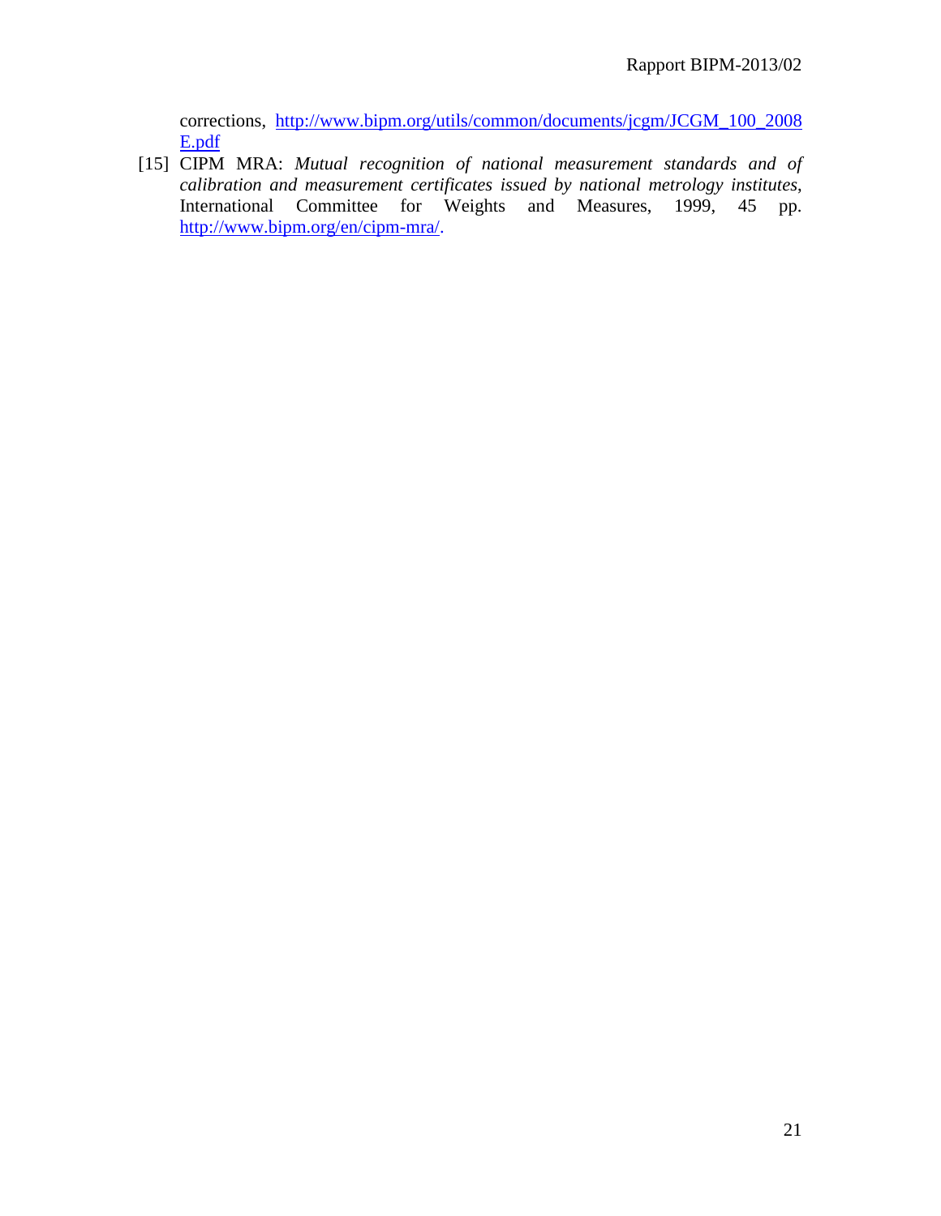corrections, http://www.bipm.org/utils/common/documents/jcgm/JCGM_100_2008E.pdf

[15] CIPM MRA: *Mutual recognition of national measurement standards and of calibration and measurement certificates issued by national metrology institutes*, International Committee for Weights and Measures, 1999, 45 pp. http://www.bipm.org/en/cipm-mra/.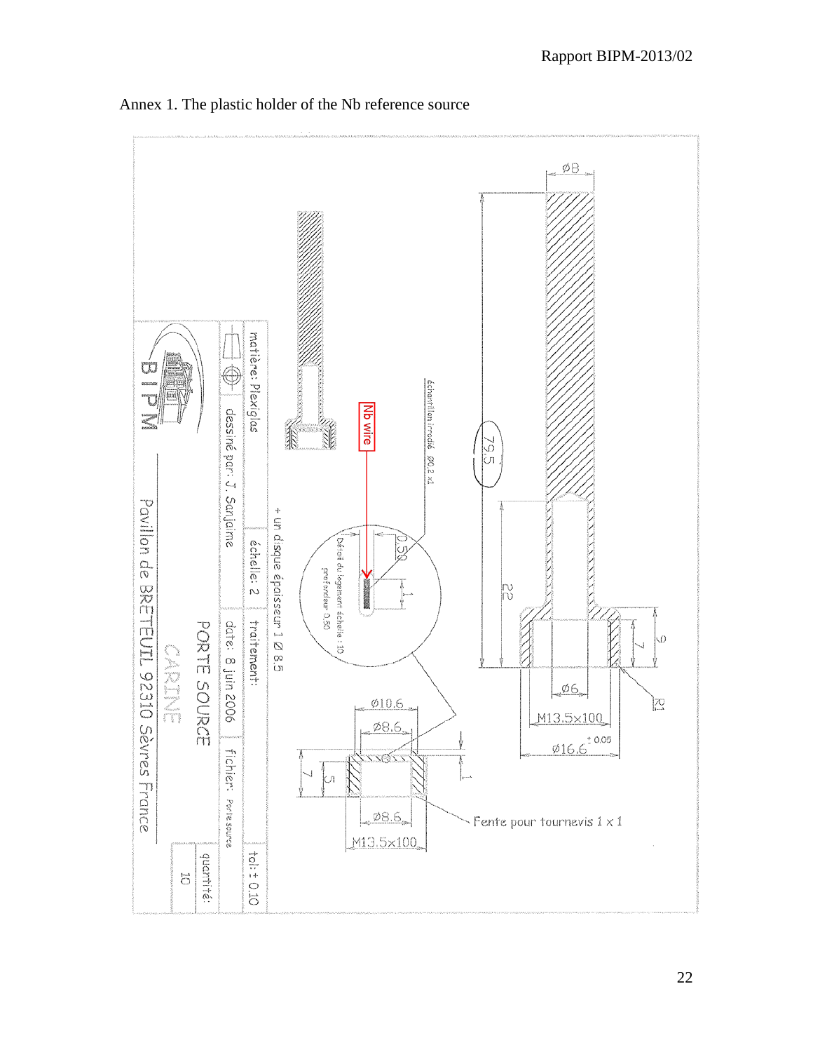Annex 1. The plastic holder of the Nb reference source

Ø8

79.5

22

9

7

R1

Ø6

M13.5x100

Ø16.6 $^{+0.05}$

échantillon irradié Ø0.2 x1

Nb wire

0.50

1

Détail du logement échelle : 10
profondeur 0.50

+ un disque épaisseur 1 Ø 8.5

Ø10.6

Ø8.6

1

7

5

Ø8.6

M13.5x100

Fente pour tournevis 1 x 1

| matière: Plexiglas | | | | tol: ± 0.10 |
|---|---|---|---|---|
| | | échelle: 2 | traitement: | |
| | dessiné par: J. Sanjaime | | date: 8 juin 2006 | fichier: Porte source |
| BIPM | PORTE SOURCE | | | quantité: |
| | CARINE | | | 10 |
| | Pavillon de BRETEUIL 92310 Sèvres France | | | |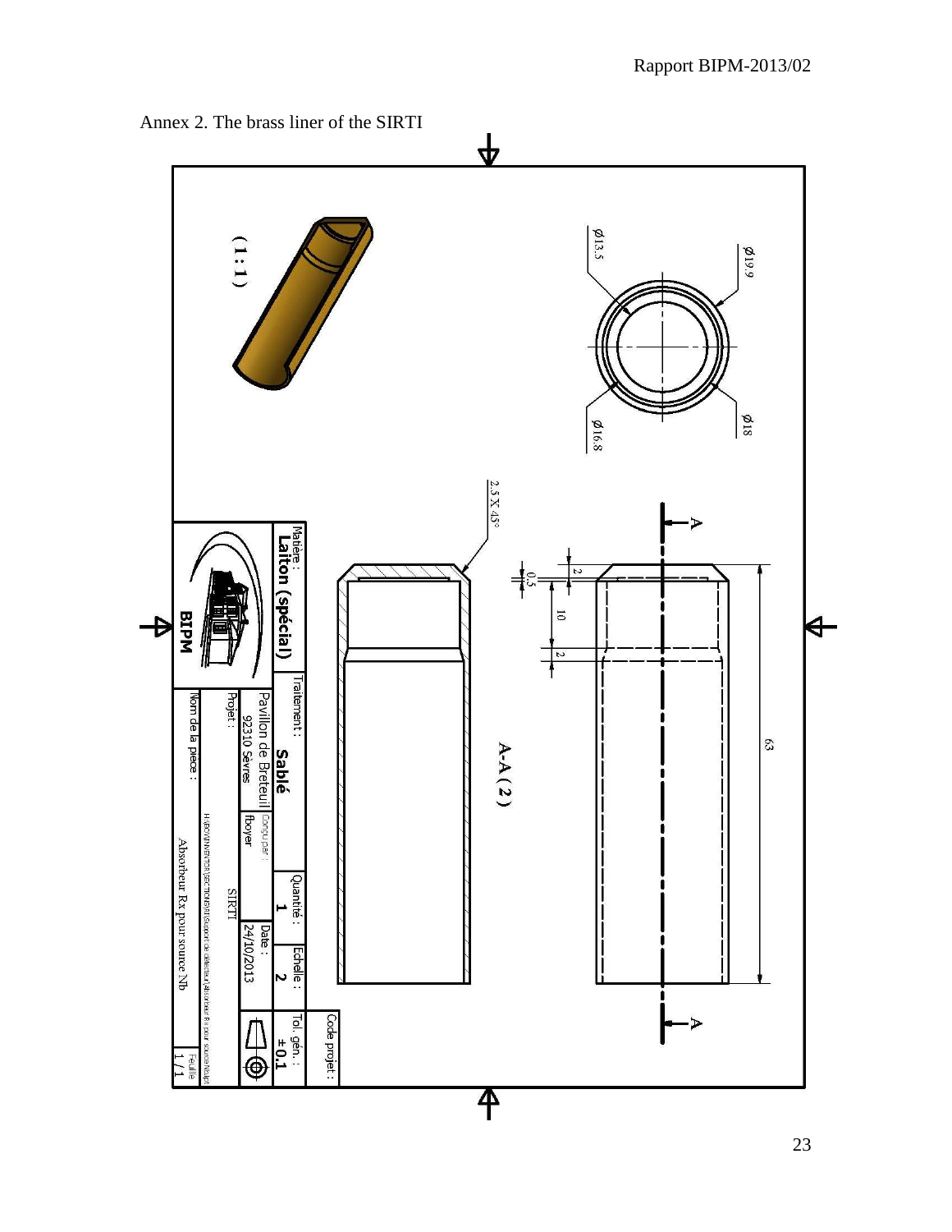Annex 2. The brass liner of the SIRTI

(1 : 1)

Ø13.5

Ø19.9

Ø18

Ø16.8

2.5 X 45°

A

2

0.5

10

2

63

A-A ( 2 )

A

Matière :
Laiton (spécial)

Traitement :
Sablé

Quantité :
1

Echelle :
2

Code projet :

Tol. gén. :
± 0.1

Pavillon de Breteuil
92310 Sèvres

Conçu par :
fboyer

Date :
24/10/2013

Projet :
SIRTI

BIPM

Nom de la pièce :
Absorbeur Rx pour source Nb

Feuille
1 / 1